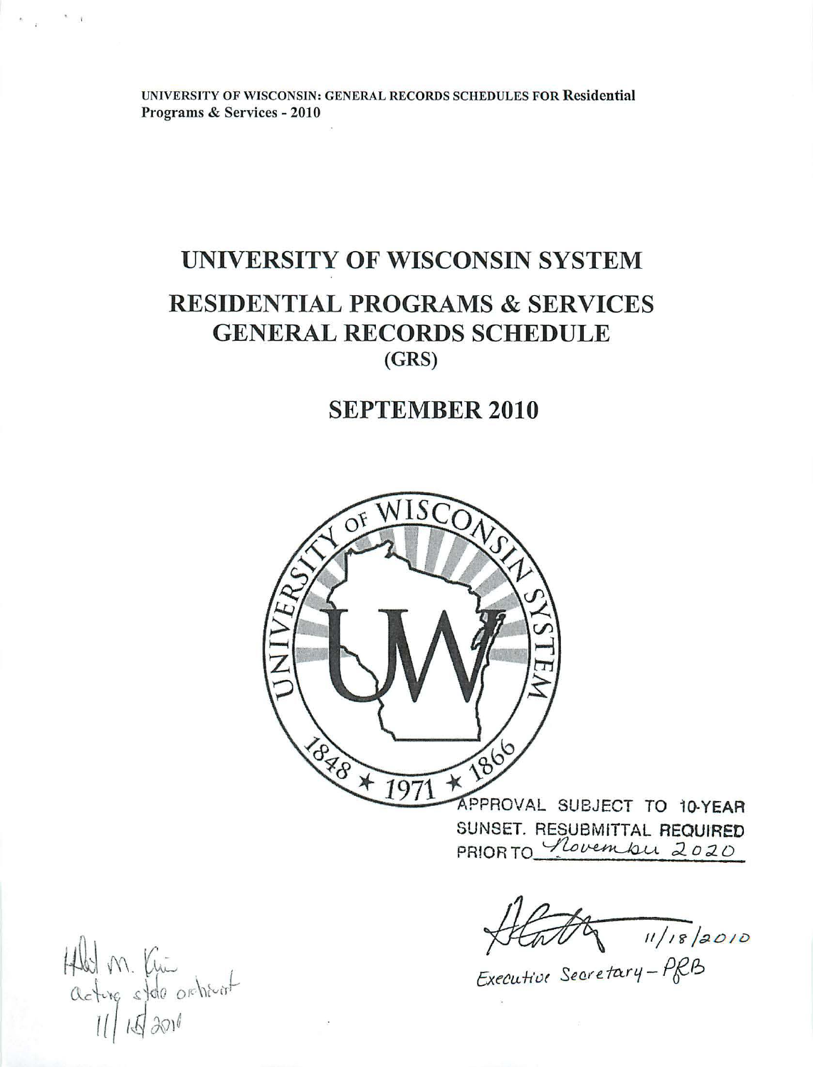UNIVERSITY OF WISCONSIN: GENERAL RECORDS SCHEDULES FOR Residential Programs & Services - 2010

# UNIVERSITY OF WISCONSIN SYSTEM

# RESIDENTIAL PROGRAMS & SERVICES GENERAL RECORDS SCHEDULE

(GRS)

## SEPTEMBER 2010

APPROVAL SUBJECT TO 10-YEAR SUNSET. RESUBMITTAL REQUIRED PRIOR TO November 2020

11/18/2010

Executive Secretary - PRB

acting state archivist

11/18/2010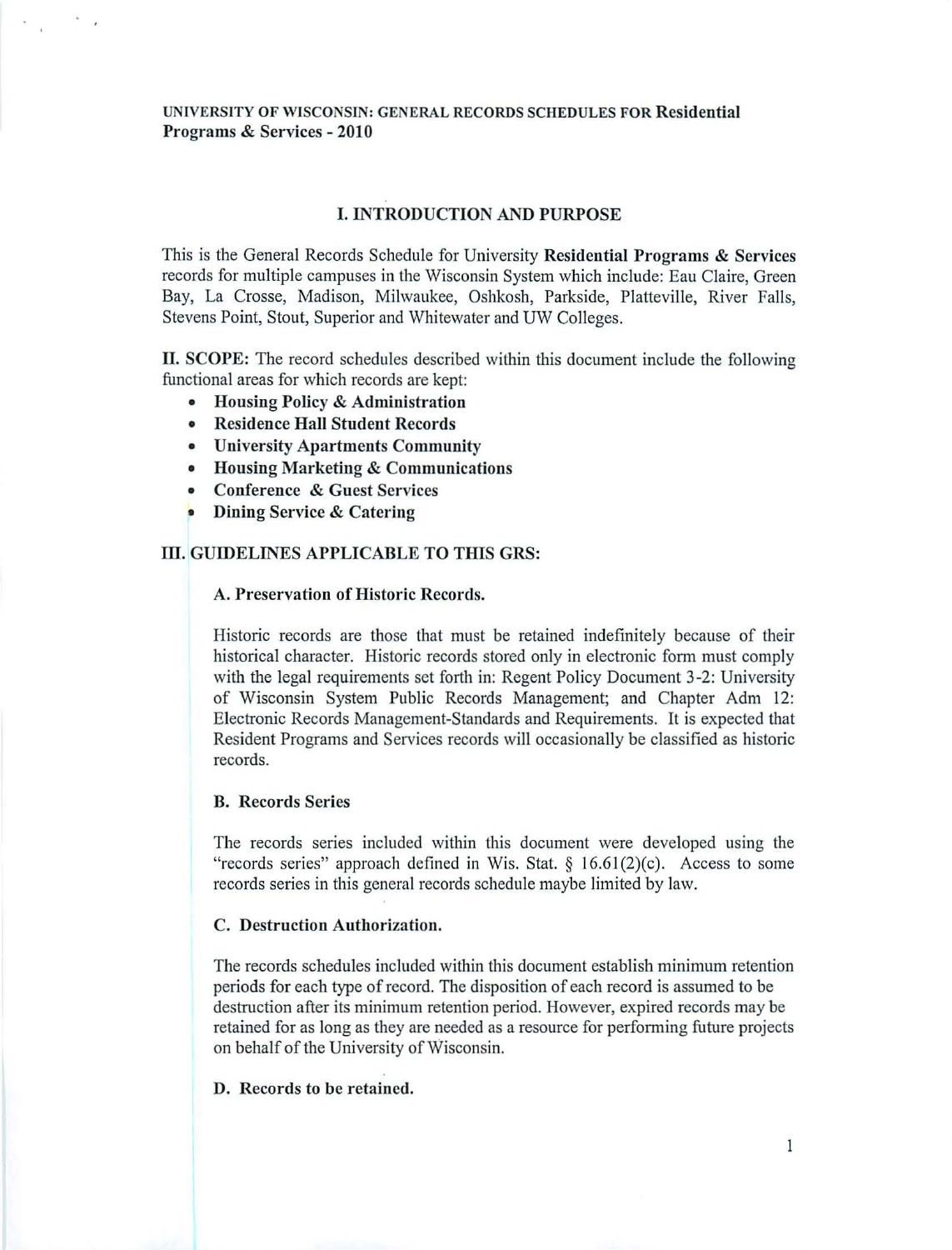UNIVERSITY OF WISCONSIN: GENERAL RECORDS SCHEDULES FOR **Residential Programs & Services - 2010**

## I. INTRODUCTION AND PURPOSE

This is the General Records Schedule for University **Residential Programs & Services** records for multiple campuses in the Wisconsin System which include: Eau Claire, Green Bay, La Crosse, Madison, Milwaukee, Oshkosh, Parkside, Platteville, River Falls, Stevens Point, Stout, Superior and Whitewater and UW Colleges.

**II. SCOPE:** The record schedules described within this document include the following functional areas for which records are kept:

- **Housing Policy & Administration**
- **Residence Hall Student Records**
- **University Apartments Community**
- **Housing Marketing & Communications**
- **Conference & Guest Services**
- **Dining Service & Catering**

## III. GUIDELINES APPLICABLE TO THIS GRS:

### A. Preservation of Historic Records.

Historic records are those that must be retained indefinitely because of their historical character. Historic records stored only in electronic form must comply with the legal requirements set forth in: Regent Policy Document 3-2: University of Wisconsin System Public Records Management; and Chapter Adm 12: Electronic Records Management-Standards and Requirements. It is expected that Resident Programs and Services records will occasionally be classified as historic records.

### B. Records Series

The records series included within this document were developed using the "records series" approach defined in Wis. Stat. § 16.61(2)(c). Access to some records series in this general records schedule maybe limited by law.

### C. Destruction Authorization.

The records schedules included within this document establish minimum retention periods for each type of record. The disposition of each record is assumed to be destruction after its minimum retention period. However, expired records may be retained for as long as they are needed as a resource for performing future projects on behalf of the University of Wisconsin.

### D. Records to be retained.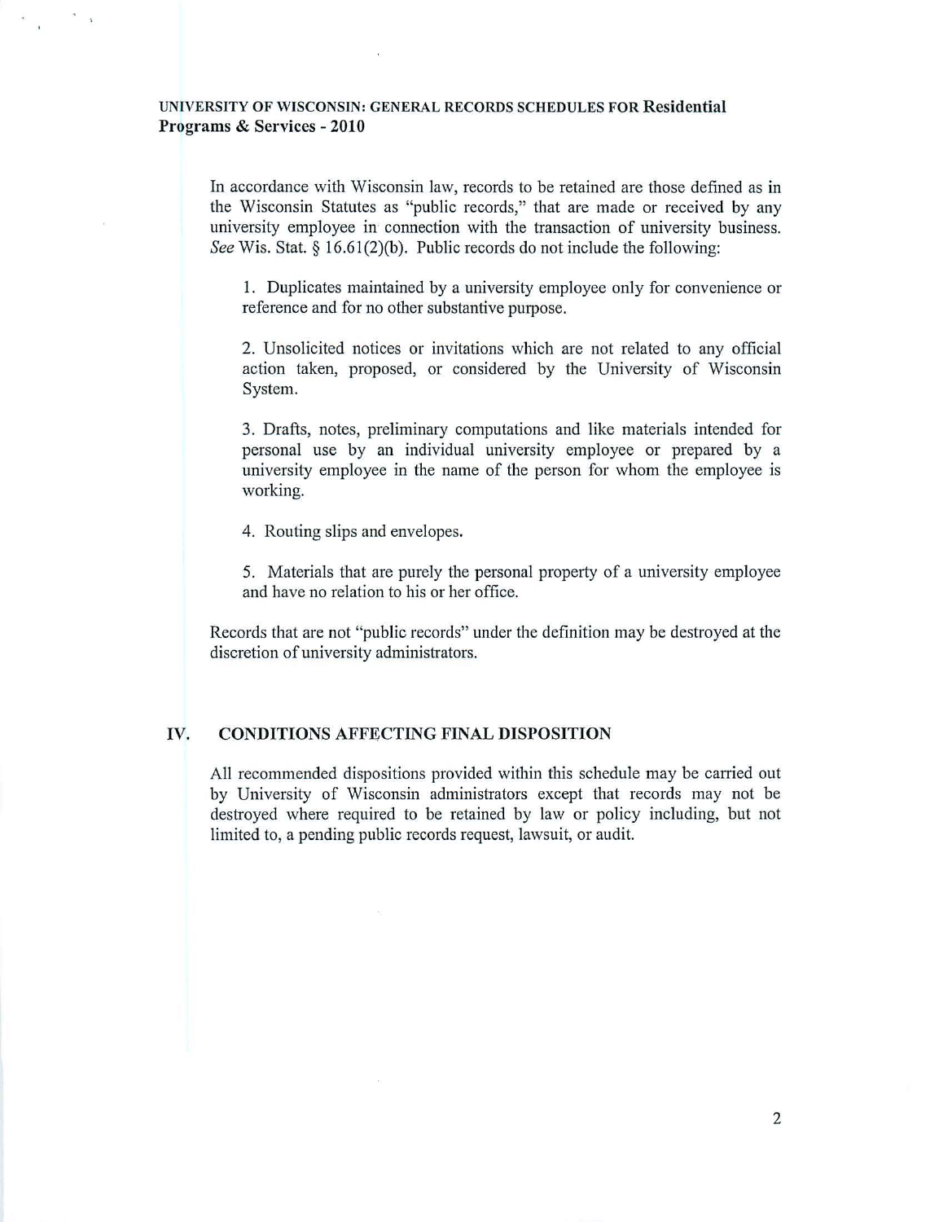In accordance with Wisconsin law, records to be retained are those defined as in the Wisconsin Statutes as "public records," that are made or received by any university employee in connection with the transaction of university business. *See* Wis. Stat. § 16.61(2)(b). Public records do not include the following:

1. Duplicates maintained by a university employee only for convenience or reference and for no other substantive purpose.

2. Unsolicited notices or invitations which are not related to any official action taken, proposed, or considered by the University of Wisconsin System.

3. Drafts, notes, preliminary computations and like materials intended for personal use by an individual university employee or prepared by a university employee in the name of the person for whom the employee is working.

4. Routing slips and envelopes.

5. Materials that are purely the personal property of a university employee and have no relation to his or her office.

Records that are not "public records" under the definition may be destroyed at the discretion of university administrators.

## IV. CONDITIONS AFFECTING FINAL DISPOSITION

All recommended dispositions provided within this schedule may be carried out by University of Wisconsin administrators except that records may not be destroyed where required to be retained by law or policy including, but not limited to, a pending public records request, lawsuit, or audit.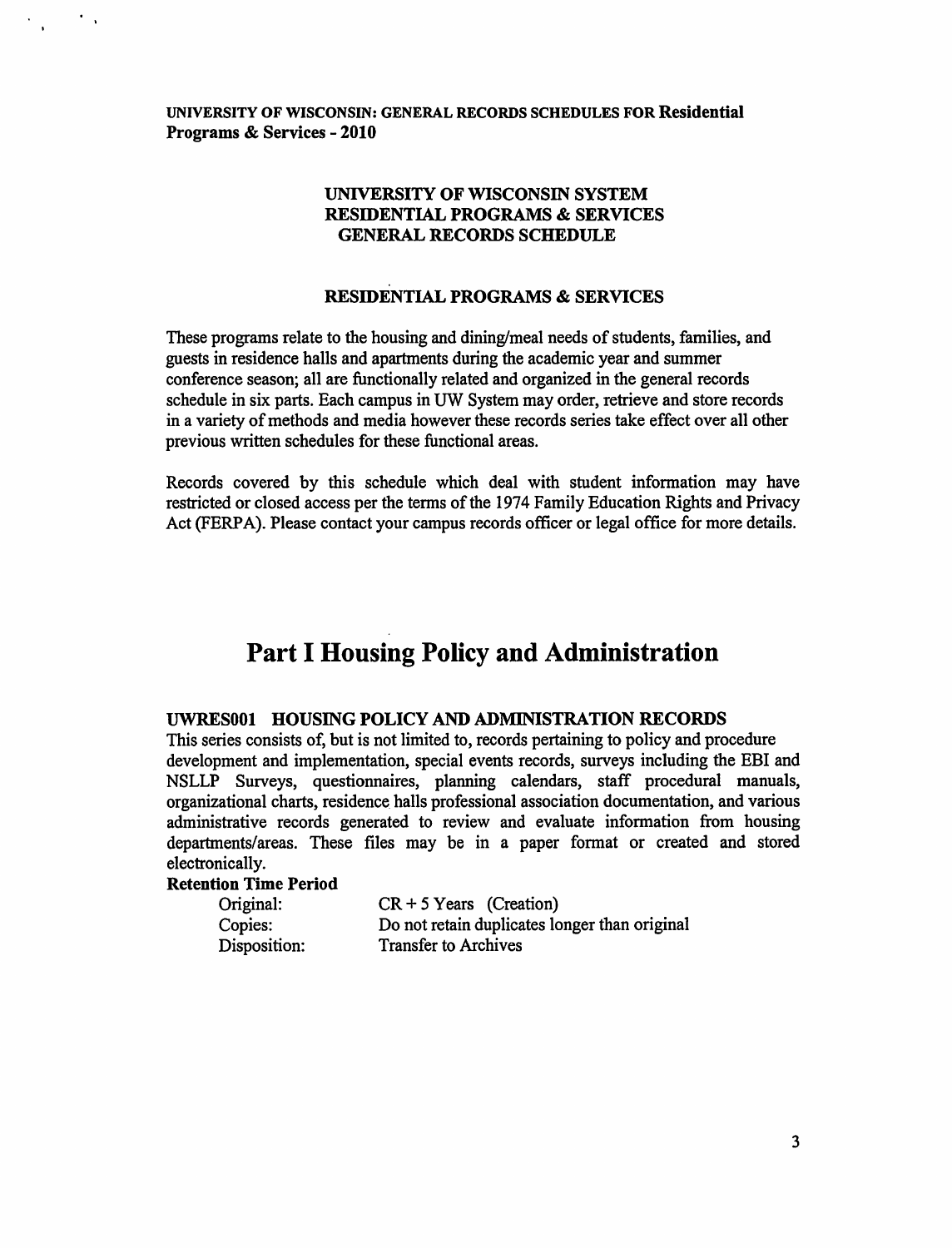UNIVERSITY OF WISCONSIN: GENERAL RECORDS SCHEDULES FOR **Residential Programs & Services - 2010**

**UNIVERSITY OF WISCONSIN SYSTEM**
**RESIDENTIAL PROGRAMS & SERVICES**
**GENERAL RECORDS SCHEDULE**

**RESIDENTIAL PROGRAMS & SERVICES**

These programs relate to the housing and dining/meal needs of students, families, and guests in residence halls and apartments during the academic year and summer conference season; all are functionally related and organized in the general records schedule in six parts. Each campus in UW System may order, retrieve and store records in a variety of methods and media however these records series take effect over all other previous written schedules for these functional areas.

Records covered by this schedule which deal with student information may have restricted or closed access per the terms of the 1974 Family Education Rights and Privacy Act (FERPA). Please contact your campus records officer or legal office for more details.

# Part I Housing Policy and Administration

### UWRES001 HOUSING POLICY AND ADMINISTRATION RECORDS

This series consists of, but is not limited to, records pertaining to policy and procedure development and implementation, special events records, surveys including the EBI and NSLLP Surveys, questionnaires, planning calendars, staff procedural manuals, organizational charts, residence halls professional association documentation, and various administrative records generated to review and evaluate information from housing departments/areas. These files may be in a paper format or created and stored electronically.

**Retention Time Period**

| | |
|---|---|
| Original: | CR + 5 Years (Creation) |
| Copies: | Do not retain duplicates longer than original |
| Disposition: | Transfer to Archives |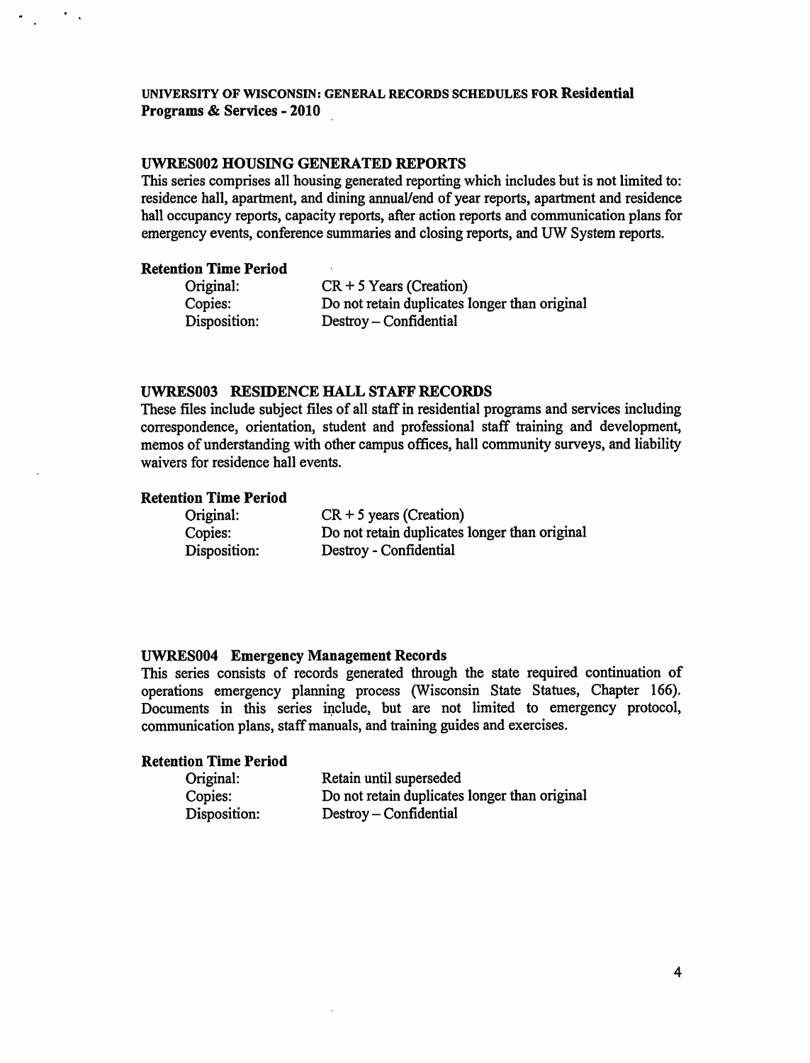UNIVERSITY OF WISCONSIN: GENERAL RECORDS SCHEDULES FOR **Residential Programs & Services - 2010**

### UWRES002 HOUSING GENERATED REPORTS

This series comprises all housing generated reporting which includes but is not limited to: residence hall, apartment, and dining annual/end of year reports, apartment and residence hall occupancy reports, capacity reports, after action reports and communication plans for emergency events, conference summaries and closing reports, and UW System reports.

**Retention Time Period**

| | |
|---|---|
| Original: | CR + 5 Years (Creation) |
| Copies: | Do not retain duplicates longer than original |
| Disposition: | Destroy – Confidential |

### UWRES003 RESIDENCE HALL STAFF RECORDS

These files include subject files of all staff in residential programs and services including correspondence, orientation, student and professional staff training and development, memos of understanding with other campus offices, hall community surveys, and liability waivers for residence hall events.

**Retention Time Period**

| | |
|---|---|
| Original: | CR + 5 years (Creation) |
| Copies: | Do not retain duplicates longer than original |
| Disposition: | Destroy - Confidential |

### UWRES004 Emergency Management Records

This series consists of records generated through the state required continuation of operations emergency planning process (Wisconsin State Statues, Chapter 166). Documents in this series include, but are not limited to emergency protocol, communication plans, staff manuals, and training guides and exercises.

**Retention Time Period**

| | |
|---|---|
| Original: | Retain until superseded |
| Copies: | Do not retain duplicates longer than original |
| Disposition: | Destroy – Confidential |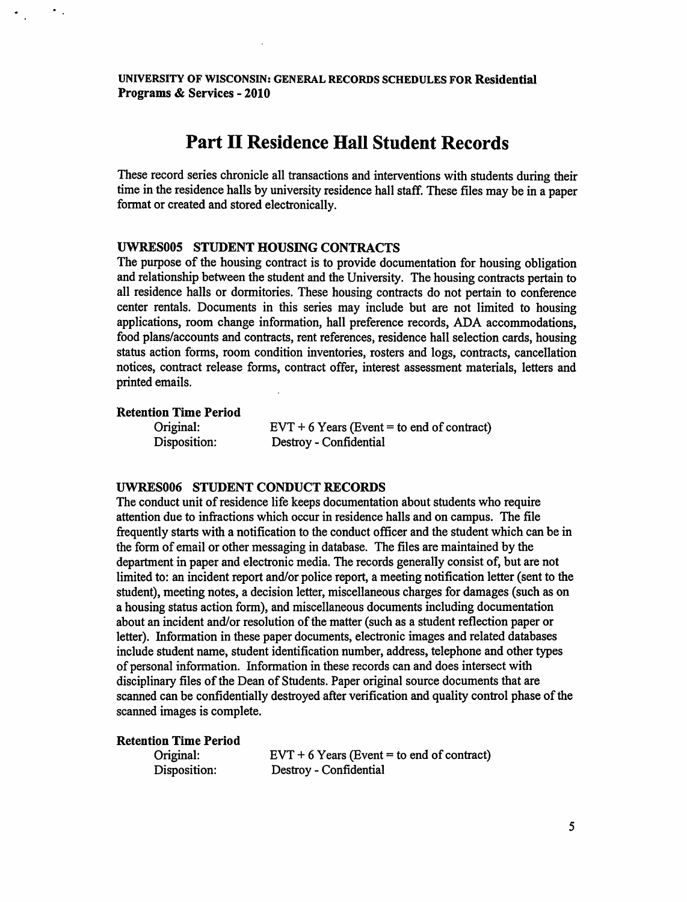UNIVERSITY OF WISCONSIN: GENERAL RECORDS SCHEDULES FOR **Residential Programs & Services - 2010**

# Part II Residence Hall Student Records

These record series chronicle all transactions and interventions with students during their time in the residence halls by university residence hall staff. These files may be in a paper format or created and stored electronically.

### UWRES005 STUDENT HOUSING CONTRACTS

The purpose of the housing contract is to provide documentation for housing obligation and relationship between the student and the University. The housing contracts pertain to all residence halls or dormitories. These housing contracts do not pertain to conference center rentals. Documents in this series may include but are not limited to housing applications, room change information, hall preference records, ADA accommodations, food plans/accounts and contracts, rent references, residence hall selection cards, housing status action forms, room condition inventories, rosters and logs, contracts, cancellation notices, contract release forms, contract offer, interest assessment materials, letters and printed emails.

**Retention Time Period**

Original: EVT + 6 Years (Event = to end of contract)
Disposition: Destroy - Confidential

### UWRES006 STUDENT CONDUCT RECORDS

The conduct unit of residence life keeps documentation about students who require attention due to infractions which occur in residence halls and on campus. The file frequently starts with a notification to the conduct officer and the student which can be in the form of email or other messaging in database. The files are maintained by the department in paper and electronic media. The records generally consist of, but are not limited to: an incident report and/or police report, a meeting notification letter (sent to the student), meeting notes, a decision letter, miscellaneous charges for damages (such as on a housing status action form), and miscellaneous documents including documentation about an incident and/or resolution of the matter (such as a student reflection paper or letter). Information in these paper documents, electronic images and related databases include student name, student identification number, address, telephone and other types of personal information. Information in these records can and does intersect with disciplinary files of the Dean of Students. Paper original source documents that are scanned can be confidentially destroyed after verification and quality control phase of the scanned images is complete.

**Retention Time Period**

Original: EVT + 6 Years (Event = to end of contract)
Disposition: Destroy - Confidential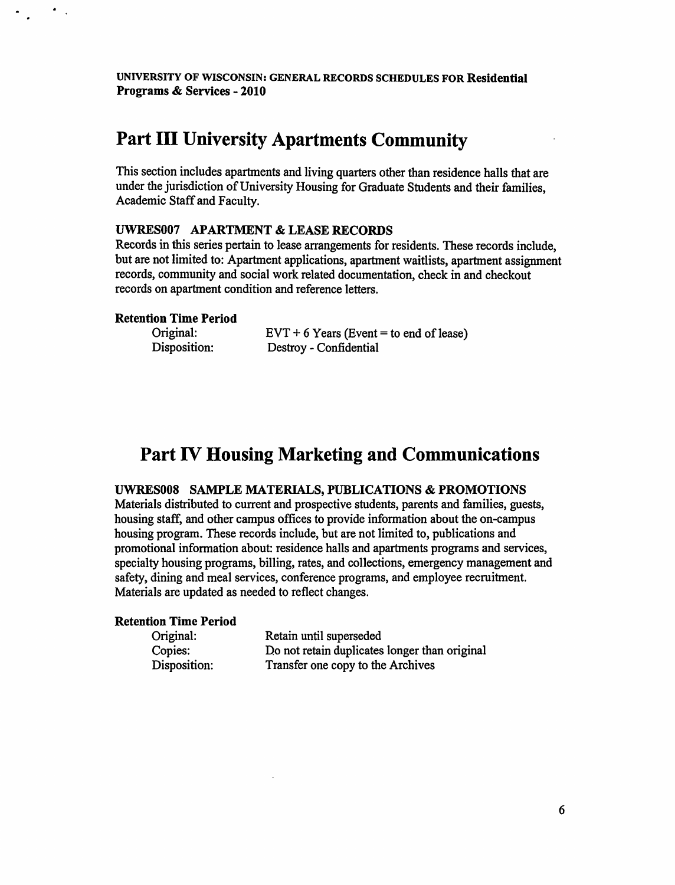## Part III University Apartments Community

This section includes apartments and living quarters other than residence halls that are under the jurisdiction of University Housing for Graduate Students and their families, Academic Staff and Faculty.

### UWRES007 APARTMENT & LEASE RECORDS

Records in this series pertain to lease arrangements for residents. These records include, but are not limited to: Apartment applications, apartment waitlists, apartment assignment records, community and social work related documentation, check in and checkout records on apartment condition and reference letters.

**Retention Time Period**

| | |
|---|---|
| Original: | EVT + 6 Years (Event = to end of lease) |
| Disposition: | Destroy - Confidential |

## Part IV Housing Marketing and Communications

### UWRES008 SAMPLE MATERIALS, PUBLICATIONS & PROMOTIONS

Materials distributed to current and prospective students, parents and families, guests, housing staff, and other campus offices to provide information about the on-campus housing program. These records include, but are not limited to, publications and promotional information about: residence halls and apartments programs and services, specialty housing programs, billing, rates, and collections, emergency management and safety, dining and meal services, conference programs, and employee recruitment. Materials are updated as needed to reflect changes.

**Retention Time Period**

| | |
|---|---|
| Original: | Retain until superseded |
| Copies: | Do not retain duplicates longer than original |
| Disposition: | Transfer one copy to the Archives |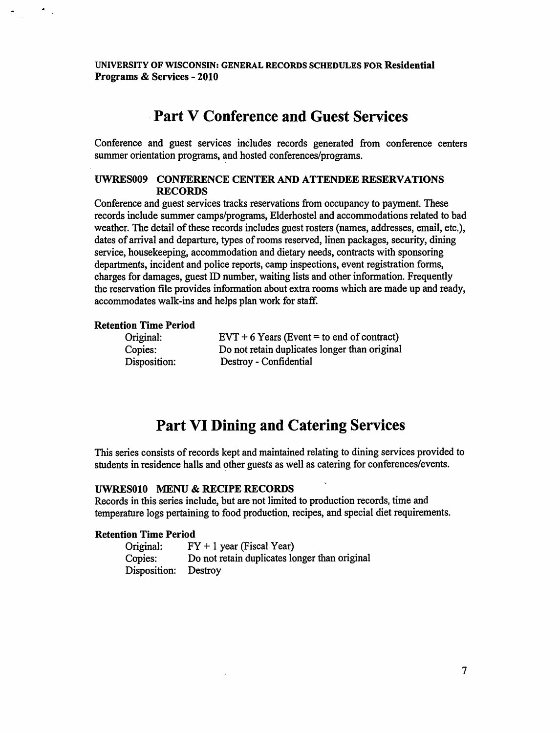UNIVERSITY OF WISCONSIN: GENERAL RECORDS SCHEDULES FOR Residential Programs & Services - 2010

# Part V Conference and Guest Services

Conference and guest services includes records generated from conference centers summer orientation programs, and hosted conferences/programs.

### UWRES009 CONFERENCE CENTER AND ATTENDEE RESERVATIONS RECORDS

Conference and guest services tracks reservations from occupancy to payment. These records include summer camps/programs, Elderhostel and accommodations related to bad weather. The detail of these records includes guest rosters (names, addresses, email, etc.), dates of arrival and departure, types of rooms reserved, linen packages, security, dining service, housekeeping, accommodation and dietary needs, contracts with sponsoring departments, incident and police reports, camp inspections, event registration forms, charges for damages, guest ID number, waiting lists and other information. Frequently the reservation file provides information about extra rooms which are made up and ready, accommodates walk-ins and helps plan work for staff.

**Retention Time Period**

| | |
|---|---|
| Original: | EVT + 6 Years (Event = to end of contract) |
| Copies: | Do not retain duplicates longer than original |
| Disposition: | Destroy - Confidential |

# Part VI Dining and Catering Services

This series consists of records kept and maintained relating to dining services provided to students in residence halls and other guests as well as catering for conferences/events.

### UWRES010 MENU & RECIPE RECORDS

Records in this series include, but are not limited to production records, time and temperature logs pertaining to food production, recipes, and special diet requirements.

**Retention Time Period**

| | |
|---|---|
| Original: | FY + 1 year (Fiscal Year) |
| Copies: | Do not retain duplicates longer than original |
| Disposition: | Destroy |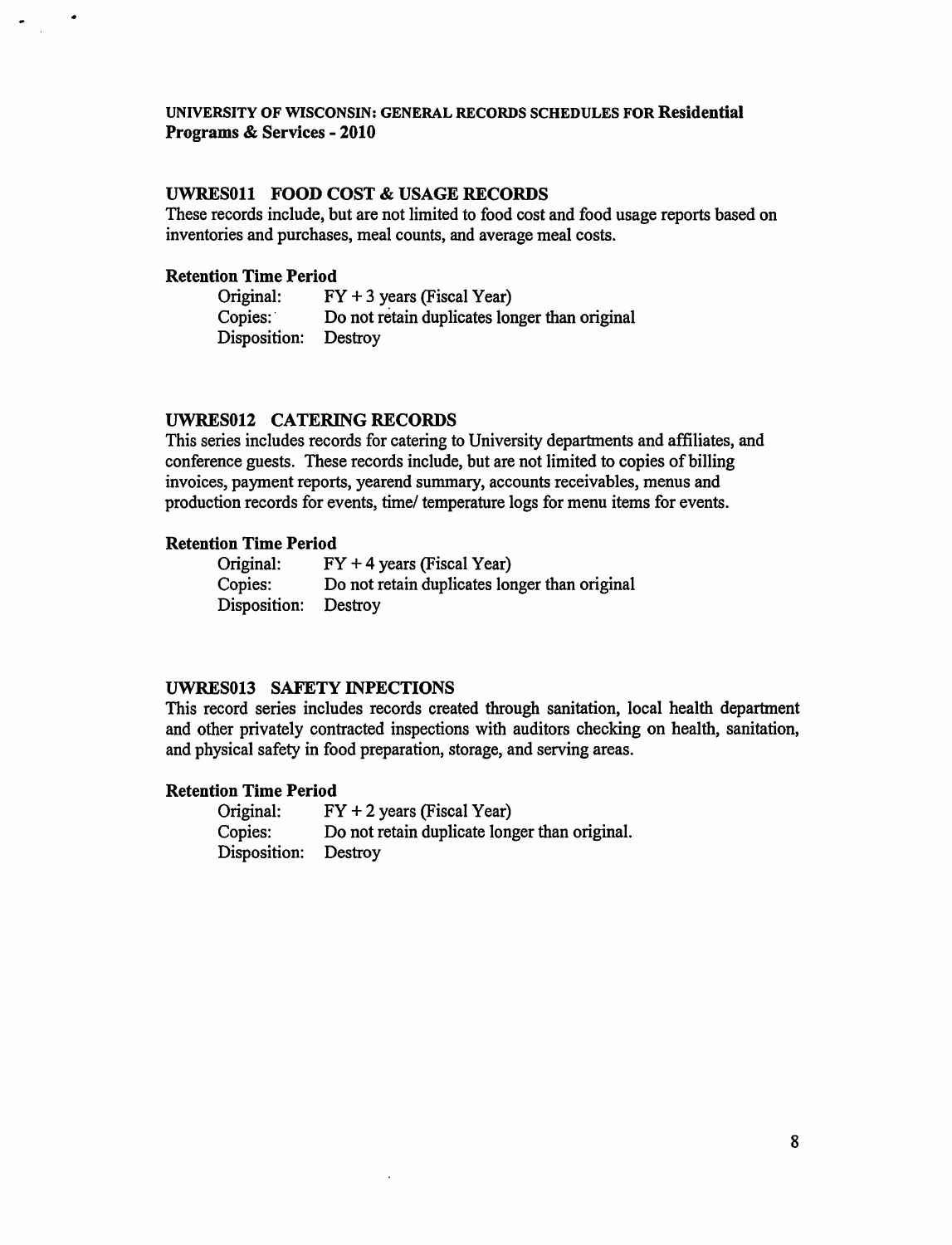UNIVERSITY OF WISCONSIN: GENERAL RECORDS SCHEDULES FOR **Residential Programs & Services - 2010**

### UWRES011 FOOD COST & USAGE RECORDS

These records include, but are not limited to food cost and food usage reports based on inventories and purchases, meal counts, and average meal costs.

**Retention Time Period**

Original: FY + 3 years (Fiscal Year)
Copies: Do not retain duplicates longer than original
Disposition: Destroy

### UWRES012 CATERING RECORDS

This series includes records for catering to University departments and affiliates, and conference guests. These records include, but are not limited to copies of billing invoices, payment reports, yearend summary, accounts receivables, menus and production records for events, time/ temperature logs for menu items for events.

**Retention Time Period**

Original: FY + 4 years (Fiscal Year)
Copies: Do not retain duplicates longer than original
Disposition: Destroy

### UWRES013 SAFETY INPECTIONS

This record series includes records created through sanitation, local health department and other privately contracted inspections with auditors checking on health, sanitation, and physical safety in food preparation, storage, and serving areas.

**Retention Time Period**

Original: FY + 2 years (Fiscal Year)
Copies: Do not retain duplicate longer than original.
Disposition: Destroy